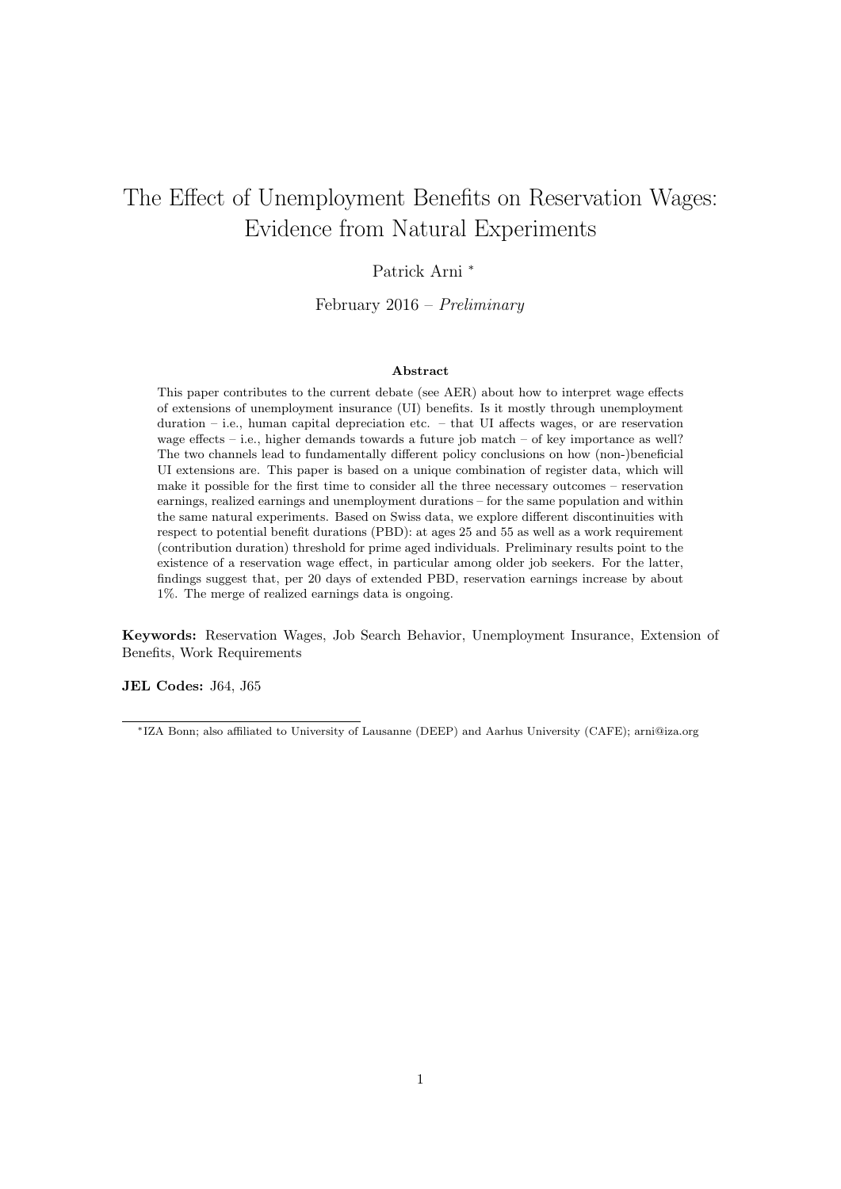# The Effect of Unemployment Benefits on Reservation Wages: Evidence from Natural Experiments

Patrick Arni [*]

February 2016 – *Preliminary*

### Abstract

This paper contributes to the current debate (see AER) about how to interpret wage effects of extensions of unemployment insurance (UI) benefits. Is it mostly through unemployment duration – i.e., human capital depreciation etc. – that UI affects wages, or are reservation wage effects – i.e., higher demands towards a future job match – of key importance as well? The two channels lead to fundamentally different policy conclusions on how (non-)beneficial UI extensions are. This paper is based on a unique combination of register data, which will make it possible for the first time to consider all the three necessary outcomes – reservation earnings, realized earnings and unemployment durations – for the same population and within the same natural experiments. Based on Swiss data, we explore different discontinuities with respect to potential benefit durations (PBD): at ages 25 and 55 as well as a work requirement (contribution duration) threshold for prime aged individuals. Preliminary results point to the existence of a reservation wage effect, in particular among older job seekers. For the latter, findings suggest that, per 20 days of extended PBD, reservation earnings increase by about 1%. The merge of realized earnings data is ongoing.

**Keywords:** Reservation Wages, Job Search Behavior, Unemployment Insurance, Extension of Benefits, Work Requirements

**JEL Codes:** J64, J65

---

[*] IZA Bonn; also affiliated to University of Lausanne (DEEP) and Aarhus University (CAFE); arni@iza.org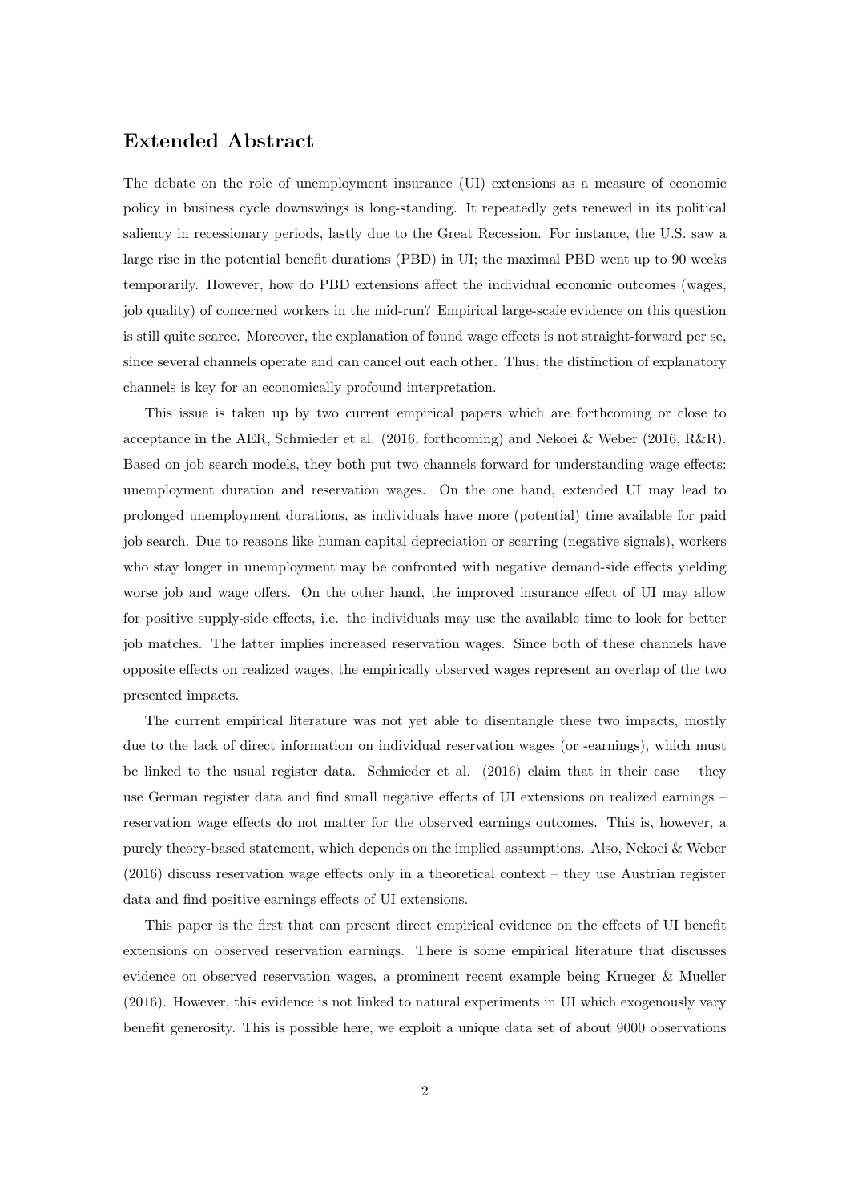## Extended Abstract

The debate on the role of unemployment insurance (UI) extensions as a measure of economic policy in business cycle downswings is long-standing. It repeatedly gets renewed in its political saliency in recessionary periods, lastly due to the Great Recession. For instance, the U.S. saw a large rise in the potential benefit durations (PBD) in UI; the maximal PBD went up to 90 weeks temporarily. However, how do PBD extensions affect the individual economic outcomes (wages, job quality) of concerned workers in the mid-run? Empirical large-scale evidence on this question is still quite scarce. Moreover, the explanation of found wage effects is not straight-forward per se, since several channels operate and can cancel out each other. Thus, the distinction of explanatory channels is key for an economically profound interpretation.

This issue is taken up by two current empirical papers which are forthcoming or close to acceptance in the AER, Schmieder et al. (2016, forthcoming) and Nekoei & Weber (2016, R&R). Based on job search models, they both put two channels forward for understanding wage effects: unemployment duration and reservation wages. On the one hand, extended UI may lead to prolonged unemployment durations, as individuals have more (potential) time available for paid job search. Due to reasons like human capital depreciation or scarring (negative signals), workers who stay longer in unemployment may be confronted with negative demand-side effects yielding worse job and wage offers. On the other hand, the improved insurance effect of UI may allow for positive supply-side effects, i.e. the individuals may use the available time to look for better job matches. The latter implies increased reservation wages. Since both of these channels have opposite effects on realized wages, the empirically observed wages represent an overlap of the two presented impacts.

The current empirical literature was not yet able to disentangle these two impacts, mostly due to the lack of direct information on individual reservation wages (or -earnings), which must be linked to the usual register data. Schmieder et al. (2016) claim that in their case – they use German register data and find small negative effects of UI extensions on realized earnings – reservation wage effects do not matter for the observed earnings outcomes. This is, however, a purely theory-based statement, which depends on the implied assumptions. Also, Nekoei & Weber (2016) discuss reservation wage effects only in a theoretical context – they use Austrian register data and find positive earnings effects of UI extensions.

This paper is the first that can present direct empirical evidence on the effects of UI benefit extensions on observed reservation earnings. There is some empirical literature that discusses evidence on observed reservation wages, a prominent recent example being Krueger & Mueller (2016). However, this evidence is not linked to natural experiments in UI which exogenously vary benefit generosity. This is possible here, we exploit a unique data set of about 9000 observations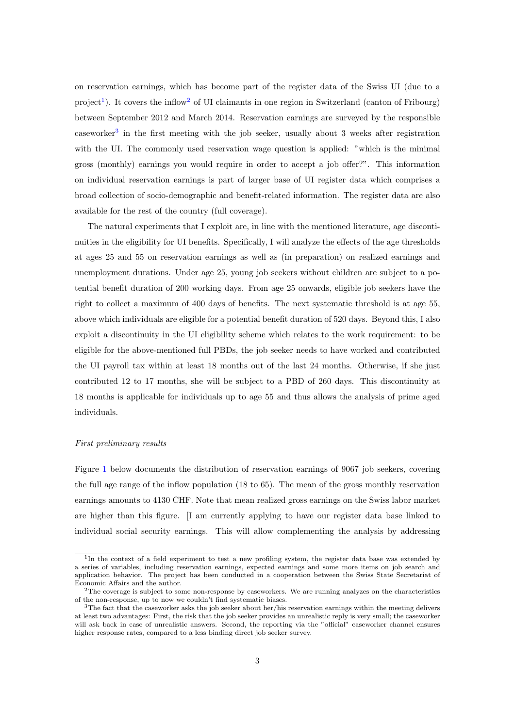on reservation earnings, which has become part of the register data of the Swiss UI (due to a project[1]). It covers the inflow[2] of UI claimants in one region in Switzerland (canton of Fribourg) between September 2012 and March 2014. Reservation earnings are surveyed by the responsible caseworker[3] in the first meeting with the job seeker, usually about 3 weeks after registration with the UI. The commonly used reservation wage question is applied: "which is the minimal gross (monthly) earnings you would require in order to accept a job offer?". This information on individual reservation earnings is part of larger base of UI register data which comprises a broad collection of socio-demographic and benefit-related information. The register data are also available for the rest of the country (full coverage).

The natural experiments that I exploit are, in line with the mentioned literature, age discontinuities in the eligibility for UI benefits. Specifically, I will analyze the effects of the age thresholds at ages 25 and 55 on reservation earnings as well as (in preparation) on realized earnings and unemployment durations. Under age 25, young job seekers without children are subject to a potential benefit duration of 200 working days. From age 25 onwards, eligible job seekers have the right to collect a maximum of 400 days of benefits. The next systematic threshold is at age 55, above which individuals are eligible for a potential benefit duration of 520 days. Beyond this, I also exploit a discontinuity in the UI eligibility scheme which relates to the work requirement: to be eligible for the above-mentioned full PBDs, the job seeker needs to have worked and contributed the UI payroll tax within at least 18 months out of the last 24 months. Otherwise, if she just contributed 12 to 17 months, she will be subject to a PBD of 260 days. This discontinuity at 18 months is applicable for individuals up to age 55 and thus allows the analysis of prime aged individuals.

*First preliminary results*

Figure 1 below documents the distribution of reservation earnings of 9067 job seekers, covering the full age range of the inflow population (18 to 65). The mean of the gross monthly reservation earnings amounts to 4130 CHF. Note that mean realized gross earnings on the Swiss labor market are higher than this figure. [I am currently applying to have our register data base linked to individual social security earnings. This will allow complementing the analysis by addressing

---

[1] In the context of a field experiment to test a new profiling system, the register data base was extended by a series of variables, including reservation earnings, expected earnings and some more items on job search and application behavior. The project has been conducted in a cooperation between the Swiss State Secretariat of Economic Affairs and the author.

[2] The coverage is subject to some non-response by caseworkers. We are running analyzes on the characteristics of the non-response, up to now we couldn't find systematic biases.

[3] The fact that the caseworker asks the job seeker about her/his reservation earnings within the meeting delivers at least two advantages: First, the risk that the job seeker provides an unrealistic reply is very small; the caseworker will ask back in case of unrealistic answers. Second, the reporting via the "official" caseworker channel ensures higher response rates, compared to a less binding direct job seeker survey.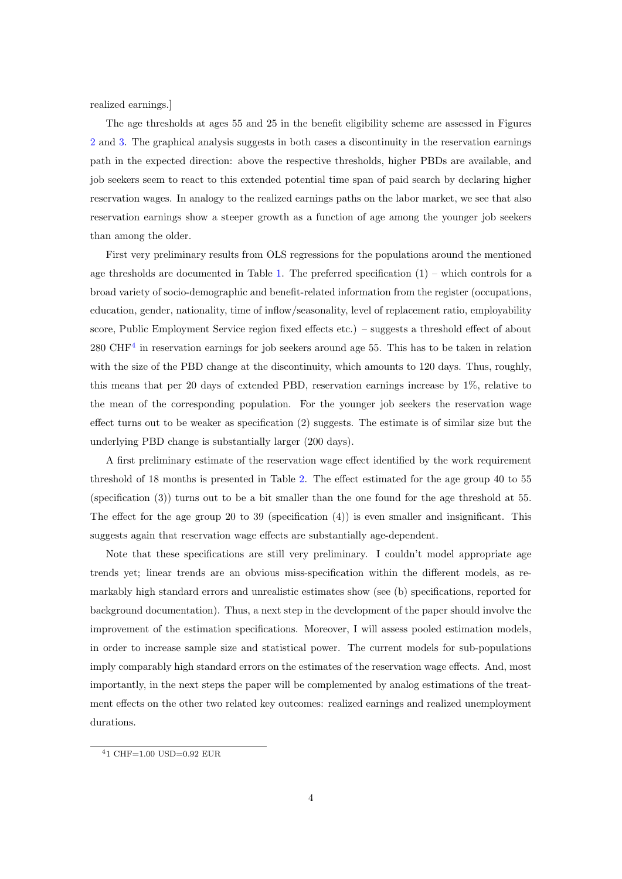realized earnings.]

The age thresholds at ages 55 and 25 in the benefit eligibility scheme are assessed in Figures 2 and 3. The graphical analysis suggests in both cases a discontinuity in the reservation earnings path in the expected direction: above the respective thresholds, higher PBDs are available, and job seekers seem to react to this extended potential time span of paid search by declaring higher reservation wages. In analogy to the realized earnings paths on the labor market, we see that also reservation earnings show a steeper growth as a function of age among the younger job seekers than among the older.

First very preliminary results from OLS regressions for the populations around the mentioned age thresholds are documented in Table 1. The preferred specification (1) – which controls for a broad variety of socio-demographic and benefit-related information from the register (occupations, education, gender, nationality, time of inflow/seasonality, level of replacement ratio, employability score, Public Employment Service region fixed effects etc.) – suggests a threshold effect of about 280 CHF[4] in reservation earnings for job seekers around age 55. This has to be taken in relation with the size of the PBD change at the discontinuity, which amounts to 120 days. Thus, roughly, this means that per 20 days of extended PBD, reservation earnings increase by 1%, relative to the mean of the corresponding population. For the younger job seekers the reservation wage effect turns out to be weaker as specification (2) suggests. The estimate is of similar size but the underlying PBD change is substantially larger (200 days).

A first preliminary estimate of the reservation wage effect identified by the work requirement threshold of 18 months is presented in Table 2. The effect estimated for the age group 40 to 55 (specification (3)) turns out to be a bit smaller than the one found for the age threshold at 55. The effect for the age group 20 to 39 (specification (4)) is even smaller and insignificant. This suggests again that reservation wage effects are substantially age-dependent.

Note that these specifications are still very preliminary. I couldn't model appropriate age trends yet; linear trends are an obvious miss-specification within the different models, as remarkably high standard errors and unrealistic estimates show (see (b) specifications, reported for background documentation). Thus, a next step in the development of the paper should involve the improvement of the estimation specifications. Moreover, I will assess pooled estimation models, in order to increase sample size and statistical power. The current models for sub-populations imply comparably high standard errors on the estimates of the reservation wage effects. And, most importantly, in the next steps the paper will be complemented by analog estimations of the treatment effects on the other two related key outcomes: realized earnings and realized unemployment durations.

[4] 1 CHF=1.00 USD=0.92 EUR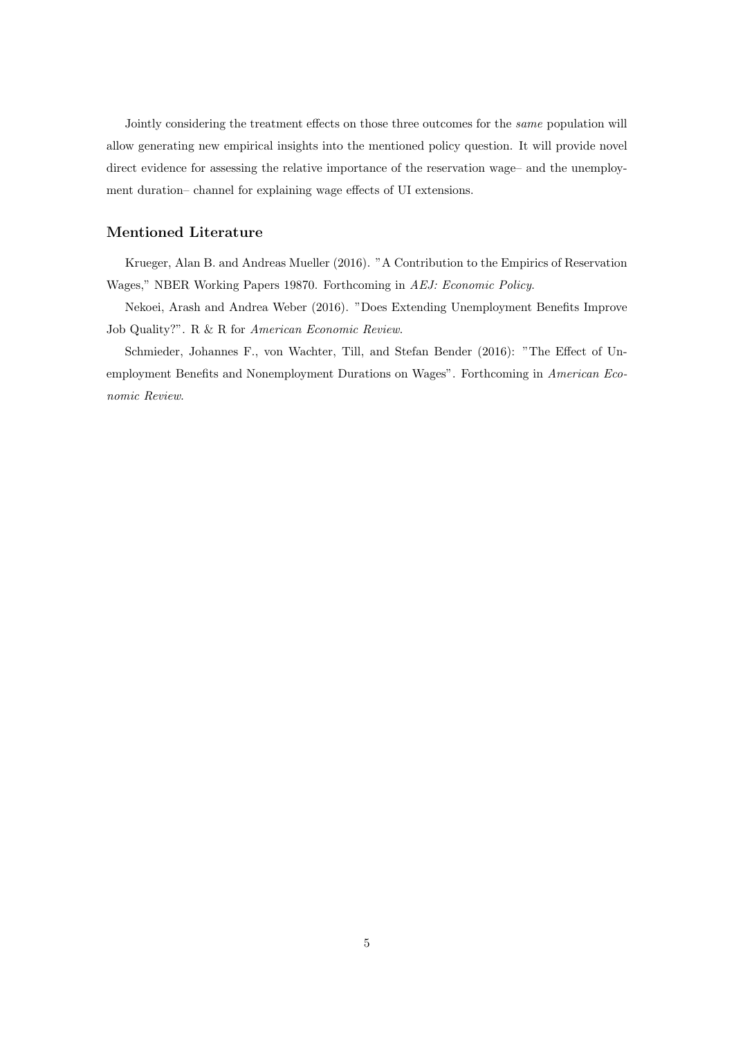Jointly considering the treatment effects on those three outcomes for the *same* population will allow generating new empirical insights into the mentioned policy question. It will provide novel direct evidence for assessing the relative importance of the reservation wage– and the unemployment duration– channel for explaining wage effects of UI extensions.

### Mentioned Literature

Krueger, Alan B. and Andreas Mueller (2016). "A Contribution to the Empirics of Reservation Wages," NBER Working Papers 19870. Forthcoming in *AEJ: Economic Policy*.

Nekoei, Arash and Andrea Weber (2016). "Does Extending Unemployment Benefits Improve Job Quality?". R & R for *American Economic Review*.

Schmieder, Johannes F., von Wachter, Till, and Stefan Bender (2016): "The Effect of Unemployment Benefits and Nonemployment Durations on Wages". Forthcoming in *American Economic Review*.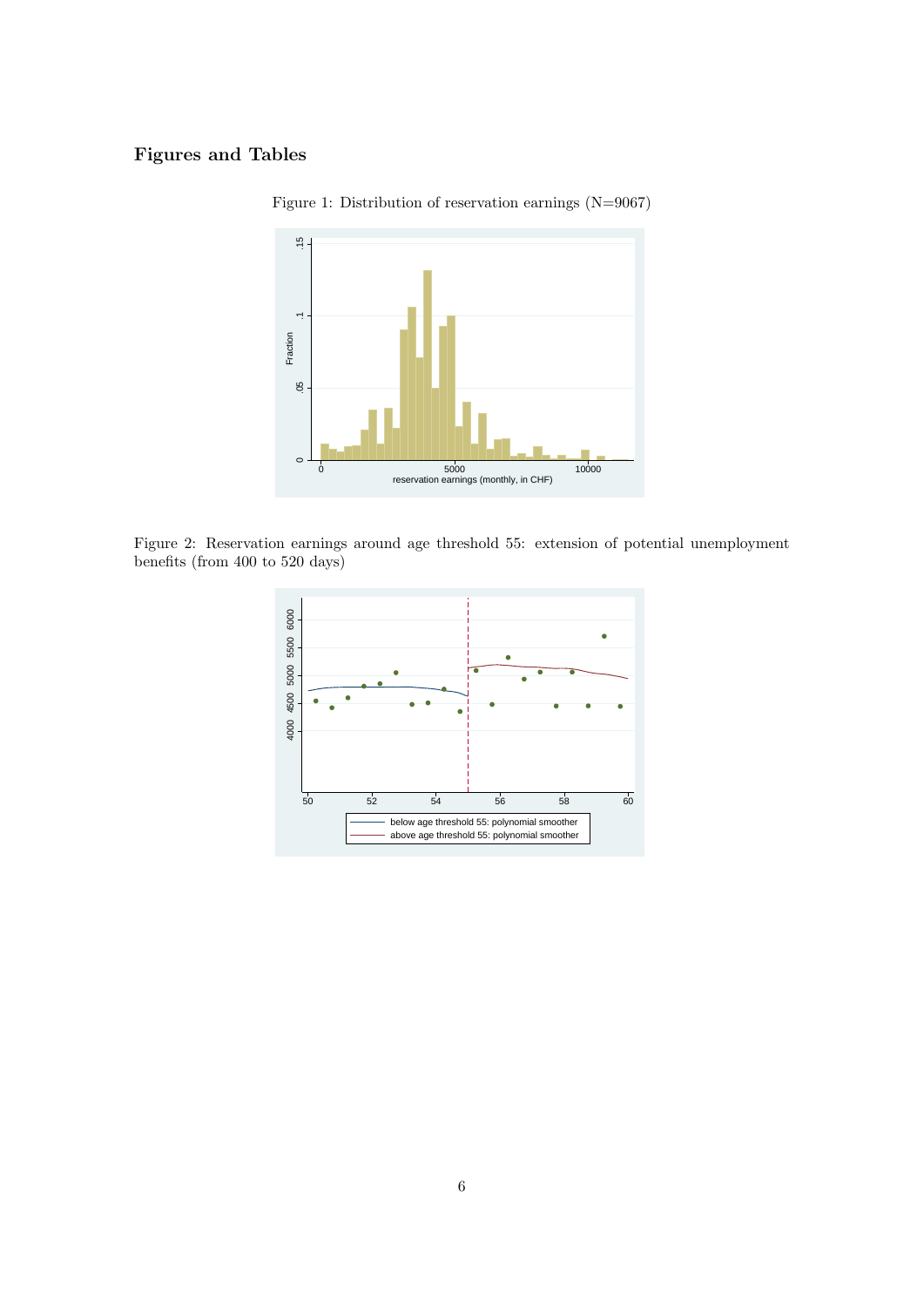## Figures and Tables

Figure 1: Distribution of reservation earnings (N=9067)

Figure 2: Reservation earnings around age threshold 55: extension of potential unemployment benefits (from 400 to 520 days)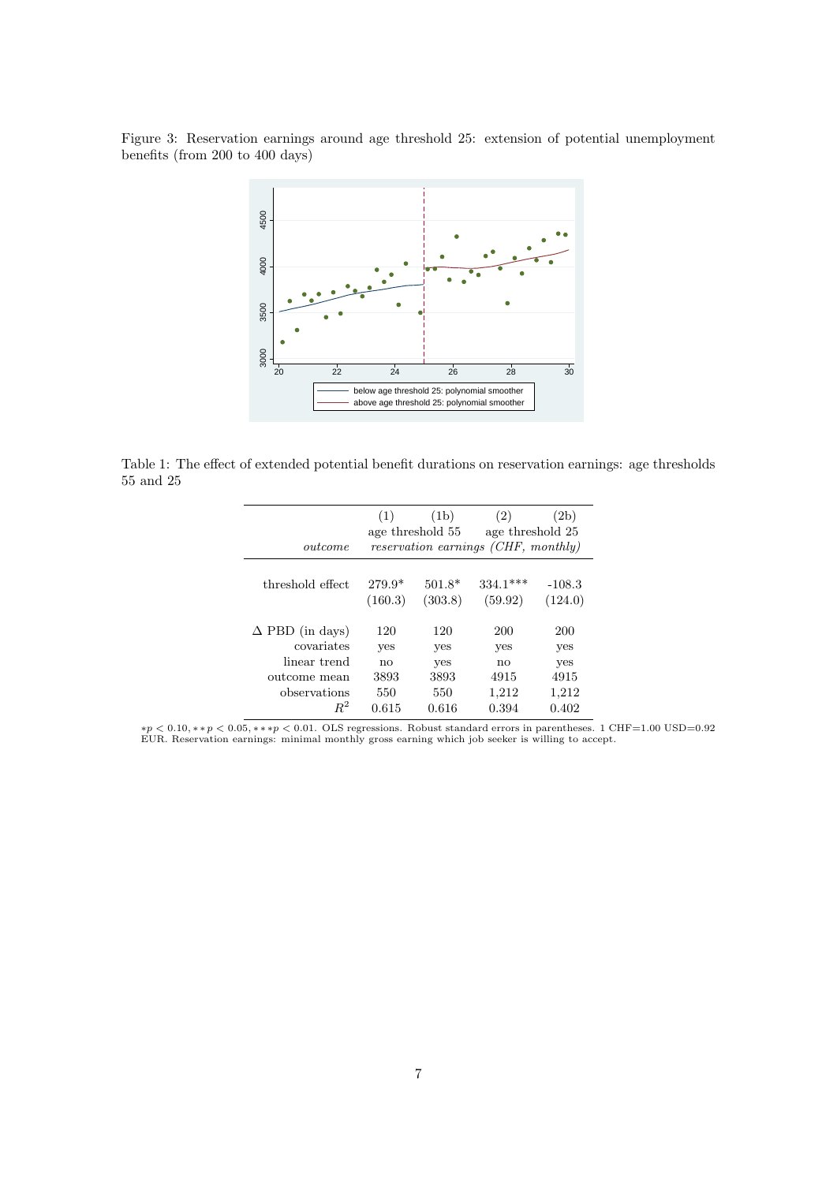Figure 3: Reservation earnings around age threshold 25: extension of potential unemployment benefits (from 200 to 400 days)

Table 1: The effect of extended potential benefit durations on reservation earnings: age thresholds 55 and 25

| | (1) | (1b) | (2) | (2b) |
|---|---|---|---|---|
| | age threshold 55 | | age threshold 25 | |
| *outcome* | *reservation earnings (CHF, monthly)* | | | |
| threshold effect | 279.9* | 501.8* | 334.1*** | -108.3 |
| | (160.3) | (303.8) | (59.92) | (124.0) |
| $\Delta$ PBD (in days) | 120 | 120 | 200 | 200 |
| covariates | yes | yes | yes | yes |
| linear trend | no | yes | no | yes |
| outcome mean | 3893 | 3893 | 4915 | 4915 |
| observations | 550 | 550 | 1,212 | 1,212 |
| $R^2$ | 0.615 | 0.616 | 0.394 | 0.402 |

$*p < 0.10, **p < 0.05, ***p < 0.01$. OLS regressions. Robust standard errors in parentheses. 1 CHF=1.00 USD=0.92 EUR. Reservation earnings: minimal monthly gross earning which job seeker is willing to accept.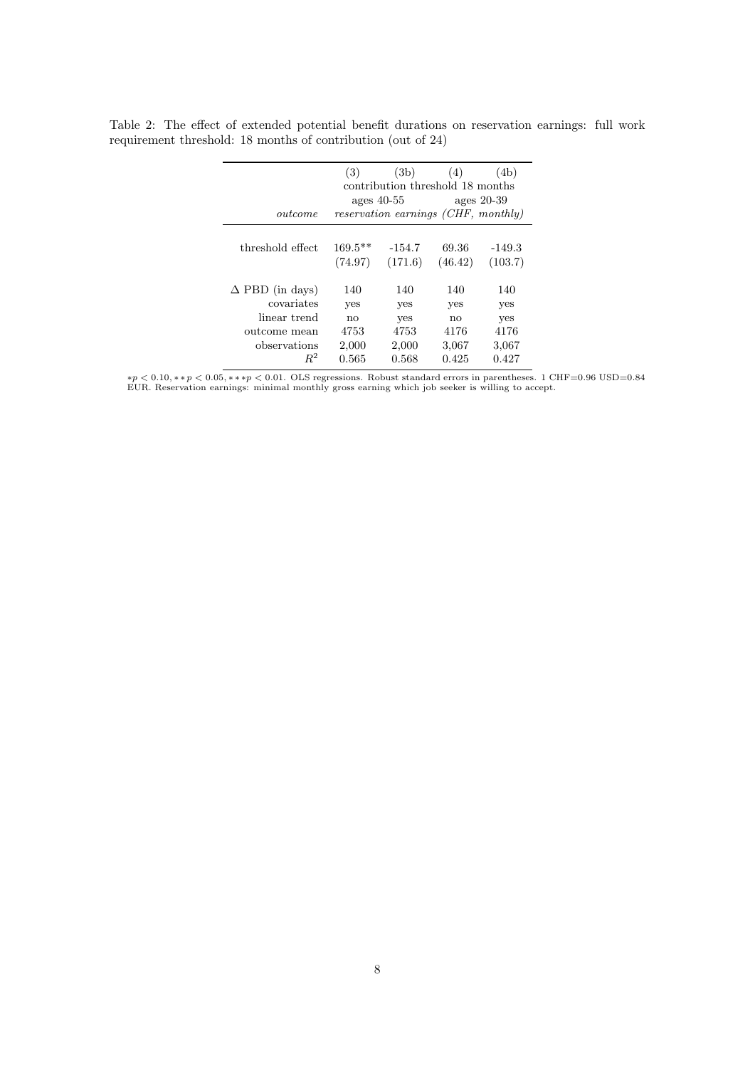Table 2: The effect of extended potential benefit durations on reservation earnings: full work requirement threshold: 18 months of contribution (out of 24)

| | (3) | (3b) | (4) | (4b) |
|---|---|---|---|---|
| | contribution threshold 18 months | | | |
| | ages 40-55 | | ages 20-39 | |
| *outcome* | *reservation earnings (CHF, monthly)* | | | |
| threshold effect | 169.5** | -154.7 | 69.36 | -149.3 |
| | (74.97) | (171.6) | (46.42) | (103.7) |
| $\Delta$ PBD (in days) | 140 | 140 | 140 | 140 |
| covariates | yes | yes | yes | yes |
| linear trend | no | yes | no | yes |
| outcome mean | 4753 | 4753 | 4176 | 4176 |
| observations | 2,000 | 2,000 | 3,067 | 3,067 |
| $R^2$ | 0.565 | 0.568 | 0.425 | 0.427 |

$*p < 0.10, **p < 0.05, ***p < 0.01$. OLS regressions. Robust standard errors in parentheses. 1 CHF=0.96 USD=0.84 EUR. Reservation earnings: minimal monthly gross earning which job seeker is willing to accept.